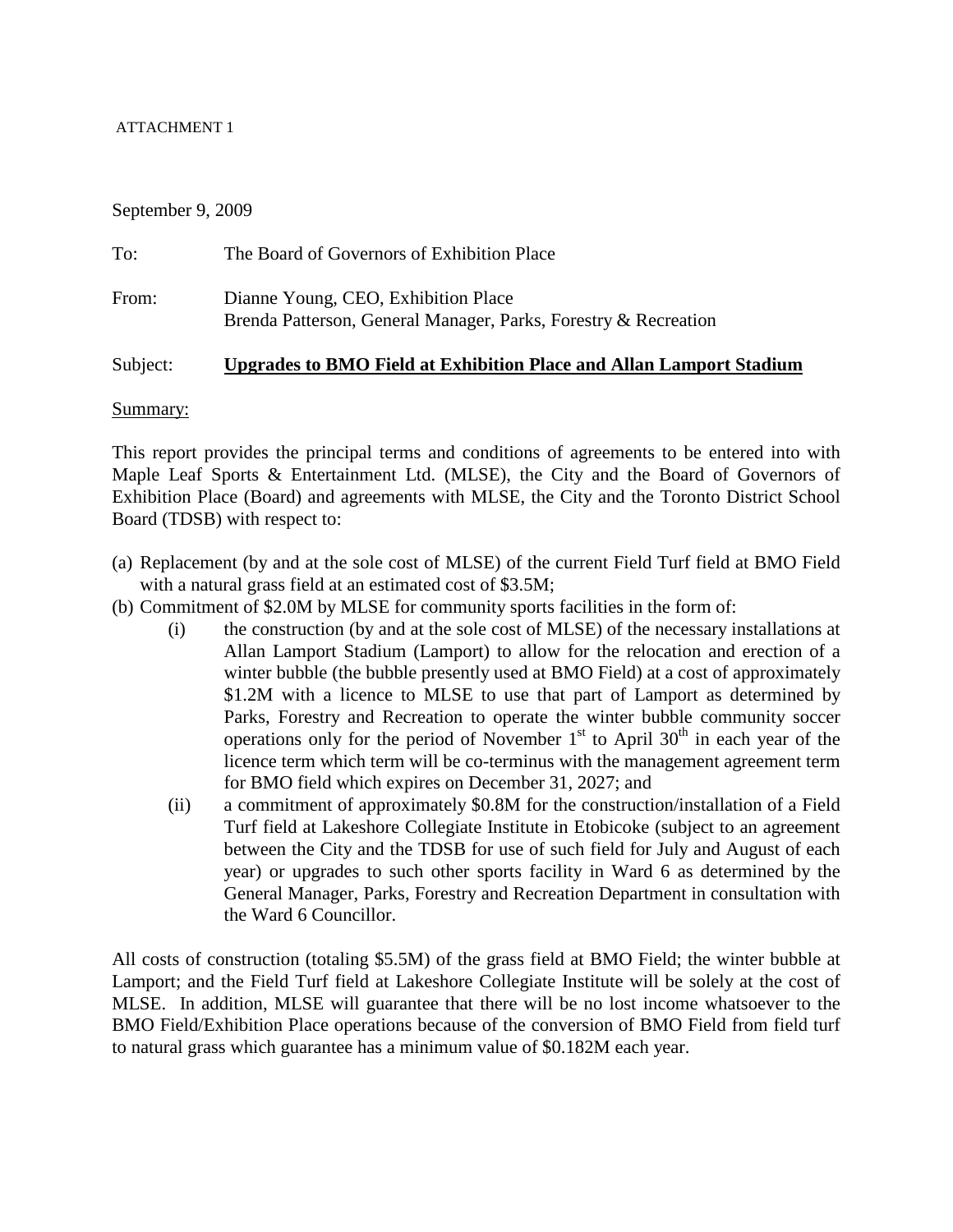ATTACHMENT 1

September 9, 2009

To: The Board of Governors of Exhibition Place

From: Dianne Young, CEO, Exhibition Place
Brenda Patterson, General Manager, Parks, Forestry & Recreation

Subject: **Upgrades to BMO Field at Exhibition Place and Allan Lamport Stadium**

Summary:

This report provides the principal terms and conditions of agreements to be entered into with Maple Leaf Sports & Entertainment Ltd. (MLSE), the City and the Board of Governors of Exhibition Place (Board) and agreements with MLSE, the City and the Toronto District School Board (TDSB) with respect to:

(a) Replacement (by and at the sole cost of MLSE) of the current Field Turf field at BMO Field with a natural grass field at an estimated cost of $3.5M;

(b) Commitment of $2.0M by MLSE for community sports facilities in the form of:

(i) the construction (by and at the sole cost of MLSE) of the necessary installations at Allan Lamport Stadium (Lamport) to allow for the relocation and erection of a winter bubble (the bubble presently used at BMO Field) at a cost of approximately $1.2M with a licence to MLSE to use that part of Lamport as determined by Parks, Forestry and Recreation to operate the winter bubble community soccer operations only for the period of November 1st to April 30th in each year of the licence term which term will be co-terminus with the management agreement term for BMO field which expires on December 31, 2027; and

(ii) a commitment of approximately $0.8M for the construction/installation of a Field Turf field at Lakeshore Collegiate Institute in Etobicoke (subject to an agreement between the City and the TDSB for use of such field for July and August of each year) or upgrades to such other sports facility in Ward 6 as determined by the General Manager, Parks, Forestry and Recreation Department in consultation with the Ward 6 Councillor.

All costs of construction (totaling $5.5M) of the grass field at BMO Field; the winter bubble at Lamport; and the Field Turf field at Lakeshore Collegiate Institute will be solely at the cost of MLSE. In addition, MLSE will guarantee that there will be no lost income whatsoever to the BMO Field/Exhibition Place operations because of the conversion of BMO Field from field turf to natural grass which guarantee has a minimum value of $0.182M each year.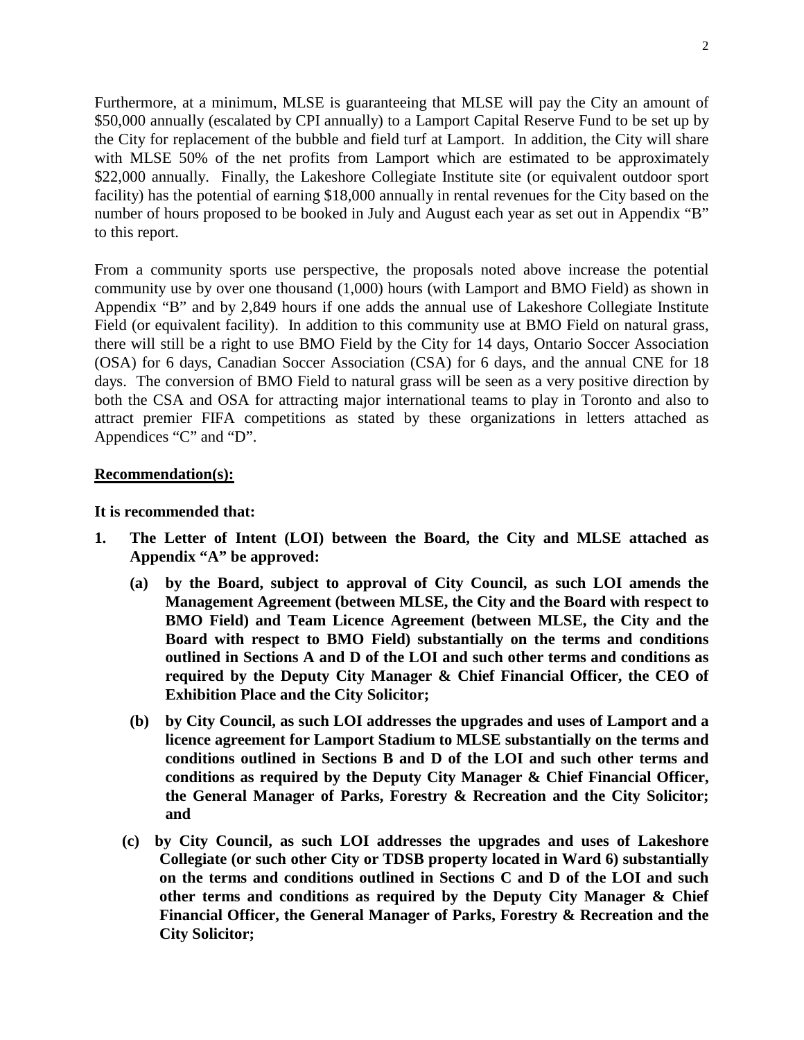Furthermore, at a minimum, MLSE is guaranteeing that MLSE will pay the City an amount of $50,000 annually (escalated by CPI annually) to a Lamport Capital Reserve Fund to be set up by the City for replacement of the bubble and field turf at Lamport. In addition, the City will share with MLSE 50% of the net profits from Lamport which are estimated to be approximately $22,000 annually. Finally, the Lakeshore Collegiate Institute site (or equivalent outdoor sport facility) has the potential of earning $18,000 annually in rental revenues for the City based on the number of hours proposed to be booked in July and August each year as set out in Appendix "B" to this report.

From a community sports use perspective, the proposals noted above increase the potential community use by over one thousand (1,000) hours (with Lamport and BMO Field) as shown in Appendix "B" and by 2,849 hours if one adds the annual use of Lakeshore Collegiate Institute Field (or equivalent facility). In addition to this community use at BMO Field on natural grass, there will still be a right to use BMO Field by the City for 14 days, Ontario Soccer Association (OSA) for 6 days, Canadian Soccer Association (CSA) for 6 days, and the annual CNE for 18 days. The conversion of BMO Field to natural grass will be seen as a very positive direction by both the CSA and OSA for attracting major international teams to play in Toronto and also to attract premier FIFA competitions as stated by these organizations in letters attached as Appendices "C" and "D".

**Recommendation(s):**

**It is recommended that:**

1. **The Letter of Intent (LOI) between the Board, the City and MLSE attached as Appendix "A" be approved:**

   **(a) by the Board, subject to approval of City Council, as such LOI amends the Management Agreement (between MLSE, the City and the Board with respect to BMO Field) and Team Licence Agreement (between MLSE, the City and the Board with respect to BMO Field) substantially on the terms and conditions outlined in Sections A and D of the LOI and such other terms and conditions as required by the Deputy City Manager & Chief Financial Officer, the CEO of Exhibition Place and the City Solicitor;**

   **(b) by City Council, as such LOI addresses the upgrades and uses of Lamport and a licence agreement for Lamport Stadium to MLSE substantially on the terms and conditions outlined in Sections B and D of the LOI and such other terms and conditions as required by the Deputy City Manager & Chief Financial Officer, the General Manager of Parks, Forestry & Recreation and the City Solicitor; and**

   **(c) by City Council, as such LOI addresses the upgrades and uses of Lakeshore Collegiate (or such other City or TDSB property located in Ward 6) substantially on the terms and conditions outlined in Sections C and D of the LOI and such other terms and conditions as required by the Deputy City Manager & Chief Financial Officer, the General Manager of Parks, Forestry & Recreation and the City Solicitor;**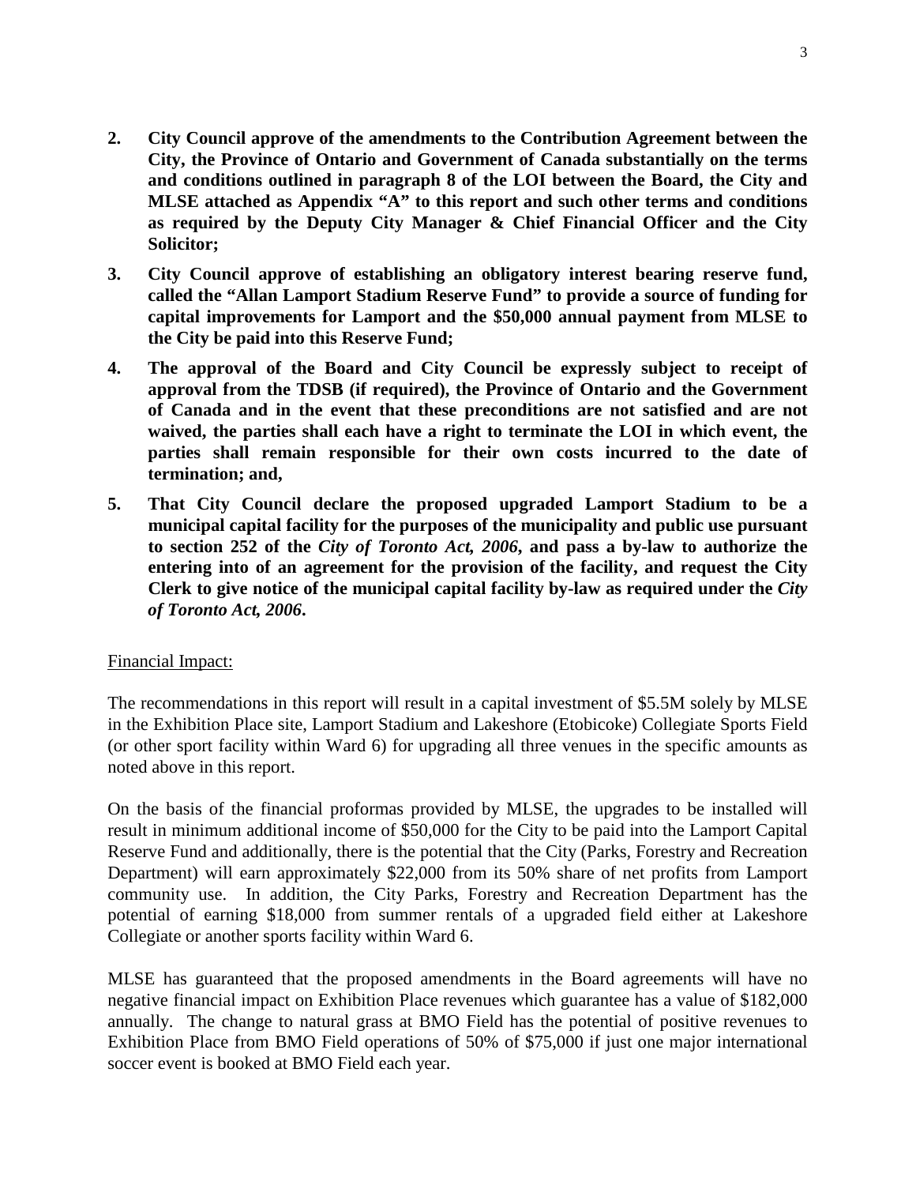2. **City Council approve of the amendments to the Contribution Agreement between the City, the Province of Ontario and Government of Canada substantially on the terms and conditions outlined in paragraph 8 of the LOI between the Board, the City and MLSE attached as Appendix "A" to this report and such other terms and conditions as required by the Deputy City Manager & Chief Financial Officer and the City Solicitor;**

3. **City Council approve of establishing an obligatory interest bearing reserve fund, called the "Allan Lamport Stadium Reserve Fund" to provide a source of funding for capital improvements for Lamport and the $50,000 annual payment from MLSE to the City be paid into this Reserve Fund;**

4. **The approval of the Board and City Council be expressly subject to receipt of approval from the TDSB (if required), the Province of Ontario and the Government of Canada and in the event that these preconditions are not satisfied and are not waived, the parties shall each have a right to terminate the LOI in which event, the parties shall remain responsible for their own costs incurred to the date of termination; and,**

5. **That City Council declare the proposed upgraded Lamport Stadium to be a municipal capital facility for the purposes of the municipality and public use pursuant to section 252 of the *City of Toronto Act, 2006*, and pass a by-law to authorize the entering into of an agreement for the provision of the facility, and request the City Clerk to give notice of the municipal capital facility by-law as required under the *City of Toronto Act, 2006*.**

Financial Impact:

The recommendations in this report will result in a capital investment of $5.5M solely by MLSE in the Exhibition Place site, Lamport Stadium and Lakeshore (Etobicoke) Collegiate Sports Field (or other sport facility within Ward 6) for upgrading all three venues in the specific amounts as noted above in this report.

On the basis of the financial proformas provided by MLSE, the upgrades to be installed will result in minimum additional income of $50,000 for the City to be paid into the Lamport Capital Reserve Fund and additionally, there is the potential that the City (Parks, Forestry and Recreation Department) will earn approximately $22,000 from its 50% share of net profits from Lamport community use. In addition, the City Parks, Forestry and Recreation Department has the potential of earning $18,000 from summer rentals of a upgraded field either at Lakeshore Collegiate or another sports facility within Ward 6.

MLSE has guaranteed that the proposed amendments in the Board agreements will have no negative financial impact on Exhibition Place revenues which guarantee has a value of $182,000 annually. The change to natural grass at BMO Field has the potential of positive revenues to Exhibition Place from BMO Field operations of 50% of $75,000 if just one major international soccer event is booked at BMO Field each year.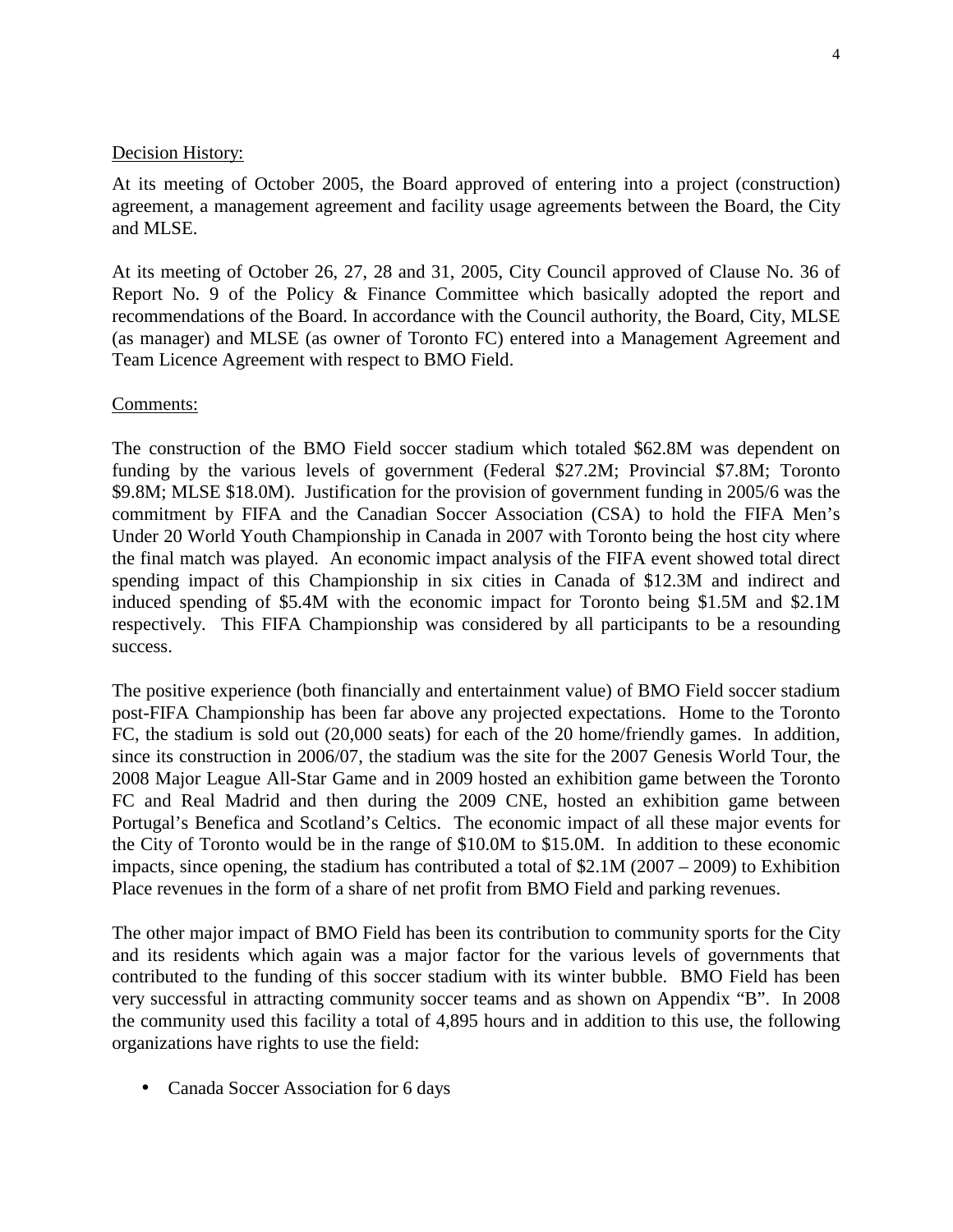Decision History:

At its meeting of October 2005, the Board approved of entering into a project (construction) agreement, a management agreement and facility usage agreements between the Board, the City and MLSE.

At its meeting of October 26, 27, 28 and 31, 2005, City Council approved of Clause No. 36 of Report No. 9 of the Policy & Finance Committee which basically adopted the report and recommendations of the Board. In accordance with the Council authority, the Board, City, MLSE (as manager) and MLSE (as owner of Toronto FC) entered into a Management Agreement and Team Licence Agreement with respect to BMO Field.

Comments:

The construction of the BMO Field soccer stadium which totaled $62.8M was dependent on funding by the various levels of government (Federal $27.2M; Provincial $7.8M; Toronto $9.8M; MLSE $18.0M). Justification for the provision of government funding in 2005/6 was the commitment by FIFA and the Canadian Soccer Association (CSA) to hold the FIFA Men's Under 20 World Youth Championship in Canada in 2007 with Toronto being the host city where the final match was played. An economic impact analysis of the FIFA event showed total direct spending impact of this Championship in six cities in Canada of $12.3M and indirect and induced spending of $5.4M with the economic impact for Toronto being $1.5M and $2.1M respectively. This FIFA Championship was considered by all participants to be a resounding success.

The positive experience (both financially and entertainment value) of BMO Field soccer stadium post-FIFA Championship has been far above any projected expectations. Home to the Toronto FC, the stadium is sold out (20,000 seats) for each of the 20 home/friendly games. In addition, since its construction in 2006/07, the stadium was the site for the 2007 Genesis World Tour, the 2008 Major League All-Star Game and in 2009 hosted an exhibition game between the Toronto FC and Real Madrid and then during the 2009 CNE, hosted an exhibition game between Portugal's Benefica and Scotland's Celtics. The economic impact of all these major events for the City of Toronto would be in the range of $10.0M to $15.0M. In addition to these economic impacts, since opening, the stadium has contributed a total of $2.1M (2007 – 2009) to Exhibition Place revenues in the form of a share of net profit from BMO Field and parking revenues.

The other major impact of BMO Field has been its contribution to community sports for the City and its residents which again was a major factor for the various levels of governments that contributed to the funding of this soccer stadium with its winter bubble. BMO Field has been very successful in attracting community soccer teams and as shown on Appendix "B". In 2008 the community used this facility a total of 4,895 hours and in addition to this use, the following organizations have rights to use the field:

- Canada Soccer Association for 6 days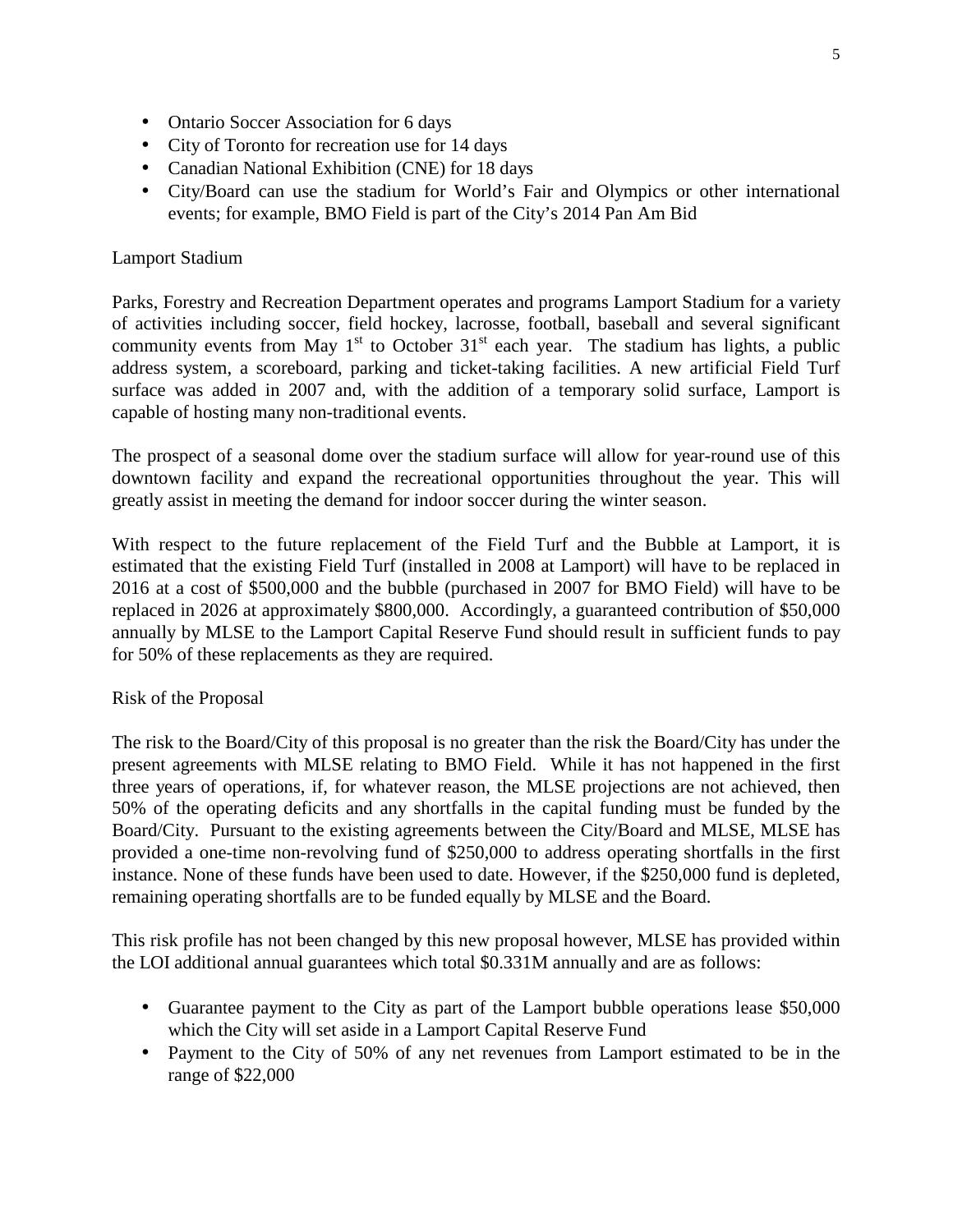- Ontario Soccer Association for 6 days
- City of Toronto for recreation use for 14 days
- Canadian National Exhibition (CNE) for 18 days
- City/Board can use the stadium for World's Fair and Olympics or other international events; for example, BMO Field is part of the City's 2014 Pan Am Bid

Lamport Stadium

Parks, Forestry and Recreation Department operates and programs Lamport Stadium for a variety of activities including soccer, field hockey, lacrosse, football, baseball and several significant community events from May 1st to October 31st each year. The stadium has lights, a public address system, a scoreboard, parking and ticket-taking facilities. A new artificial Field Turf surface was added in 2007 and, with the addition of a temporary solid surface, Lamport is capable of hosting many non-traditional events.

The prospect of a seasonal dome over the stadium surface will allow for year-round use of this downtown facility and expand the recreational opportunities throughout the year. This will greatly assist in meeting the demand for indoor soccer during the winter season.

With respect to the future replacement of the Field Turf and the Bubble at Lamport, it is estimated that the existing Field Turf (installed in 2008 at Lamport) will have to be replaced in 2016 at a cost of $500,000 and the bubble (purchased in 2007 for BMO Field) will have to be replaced in 2026 at approximately $800,000. Accordingly, a guaranteed contribution of $50,000 annually by MLSE to the Lamport Capital Reserve Fund should result in sufficient funds to pay for 50% of these replacements as they are required.

Risk of the Proposal

The risk to the Board/City of this proposal is no greater than the risk the Board/City has under the present agreements with MLSE relating to BMO Field. While it has not happened in the first three years of operations, if, for whatever reason, the MLSE projections are not achieved, then 50% of the operating deficits and any shortfalls in the capital funding must be funded by the Board/City. Pursuant to the existing agreements between the City/Board and MLSE, MLSE has provided a one-time non-revolving fund of $250,000 to address operating shortfalls in the first instance. None of these funds have been used to date. However, if the $250,000 fund is depleted, remaining operating shortfalls are to be funded equally by MLSE and the Board.

This risk profile has not been changed by this new proposal however, MLSE has provided within the LOI additional annual guarantees which total $0.331M annually and are as follows:

- Guarantee payment to the City as part of the Lamport bubble operations lease $50,000 which the City will set aside in a Lamport Capital Reserve Fund
- Payment to the City of 50% of any net revenues from Lamport estimated to be in the range of $22,000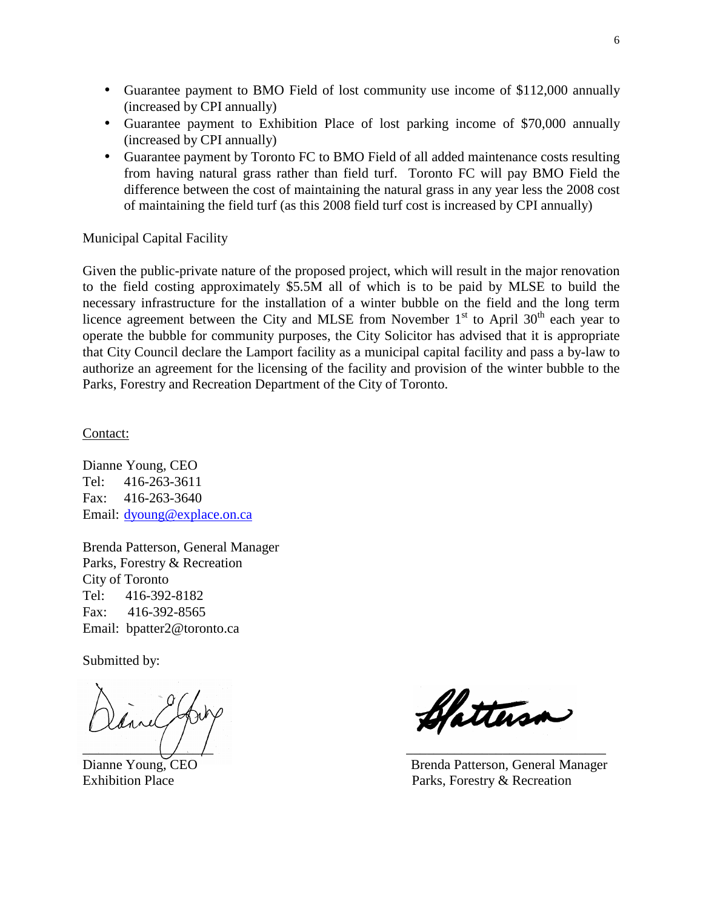- Guarantee payment to BMO Field of lost community use income of $112,000 annually (increased by CPI annually)
- Guarantee payment to Exhibition Place of lost parking income of $70,000 annually (increased by CPI annually)
- Guarantee payment by Toronto FC to BMO Field of all added maintenance costs resulting from having natural grass rather than field turf. Toronto FC will pay BMO Field the difference between the cost of maintaining the natural grass in any year less the 2008 cost of maintaining the field turf (as this 2008 field turf cost is increased by CPI annually)

Municipal Capital Facility

Given the public-private nature of the proposed project, which will result in the major renovation to the field costing approximately $5.5M all of which is to be paid by MLSE to build the necessary infrastructure for the installation of a winter bubble on the field and the long term licence agreement between the City and MLSE from November 1st to April 30th each year to operate the bubble for community purposes, the City Solicitor has advised that it is appropriate that City Council declare the Lamport facility as a municipal capital facility and pass a by-law to authorize an agreement for the licensing of the facility and provision of the winter bubble to the Parks, Forestry and Recreation Department of the City of Toronto.

<u>Contact:</u>

Dianne Young, CEO
Tel: 416-263-3611
Fax: 416-263-3640
Email: dyoung@explace.on.ca

Brenda Patterson, General Manager
Parks, Forestry & Recreation
City of Toronto
Tel: 416-392-8182
Fax: 416-392-8565
Email: bpatter2@toronto.ca

Submitted by:

Dianne Young, CEO
Exhibition Place

Brenda Patterson, General Manager
Parks, Forestry & Recreation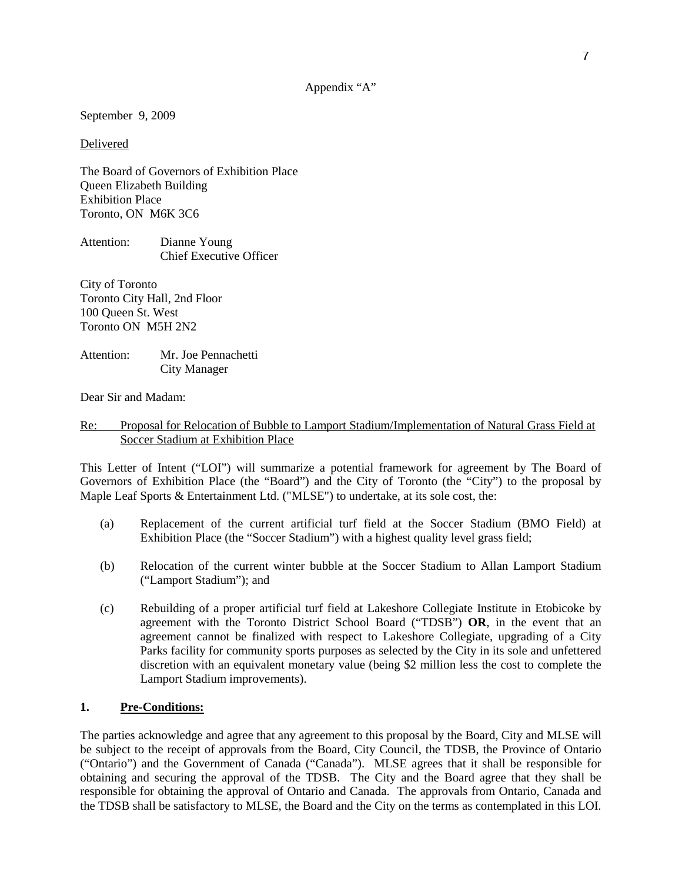Appendix "A"

September 9, 2009

Delivered

The Board of Governors of Exhibition Place
Queen Elizabeth Building
Exhibition Place
Toronto, ON M6K 3C6

Attention: Dianne Young
Chief Executive Officer

City of Toronto
Toronto City Hall, 2nd Floor
100 Queen St. West
Toronto ON M5H 2N2

Attention: Mr. Joe Pennachetti
City Manager

Dear Sir and Madam:

Re: Proposal for Relocation of Bubble to Lamport Stadium/Implementation of Natural Grass Field at Soccer Stadium at Exhibition Place

This Letter of Intent ("LOI") will summarize a potential framework for agreement by The Board of Governors of Exhibition Place (the "Board") and the City of Toronto (the "City") to the proposal by Maple Leaf Sports & Entertainment Ltd. ("MLSE") to undertake, at its sole cost, the:

(a) Replacement of the current artificial turf field at the Soccer Stadium (BMO Field) at Exhibition Place (the "Soccer Stadium") with a highest quality level grass field;

(b) Relocation of the current winter bubble at the Soccer Stadium to Allan Lamport Stadium ("Lamport Stadium"); and

(c) Rebuilding of a proper artificial turf field at Lakeshore Collegiate Institute in Etobicoke by agreement with the Toronto District School Board ("TDSB") **OR**, in the event that an agreement cannot be finalized with respect to Lakeshore Collegiate, upgrading of a City Parks facility for community sports purposes as selected by the City in its sole and unfettered discretion with an equivalent monetary value (being $2 million less the cost to complete the Lamport Stadium improvements).

## 1. Pre-Conditions:

The parties acknowledge and agree that any agreement to this proposal by the Board, City and MLSE will be subject to the receipt of approvals from the Board, City Council, the TDSB, the Province of Ontario ("Ontario") and the Government of Canada ("Canada"). MLSE agrees that it shall be responsible for obtaining and securing the approval of the TDSB. The City and the Board agree that they shall be responsible for obtaining the approval of Ontario and Canada. The approvals from Ontario, Canada and the TDSB shall be satisfactory to MLSE, the Board and the City on the terms as contemplated in this LOI.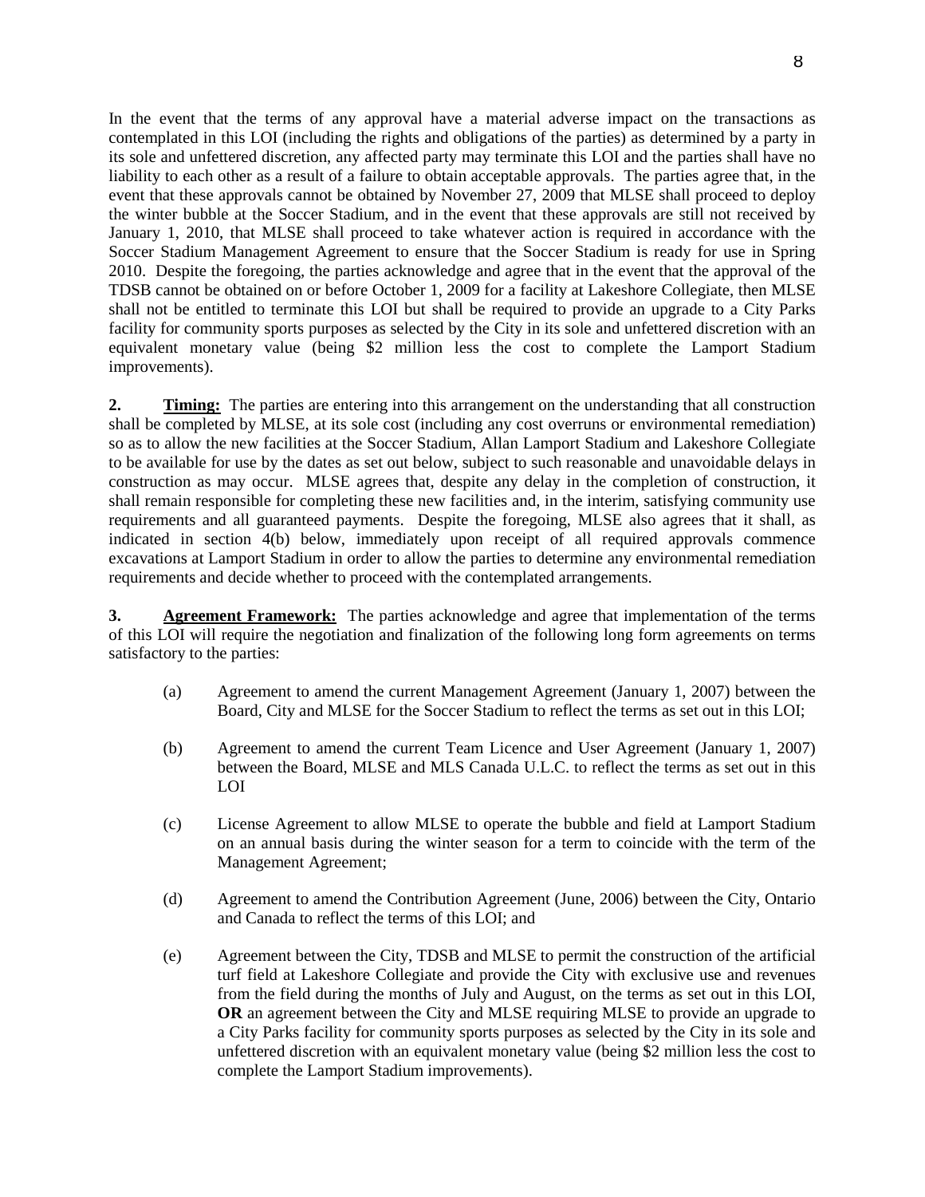In the event that the terms of any approval have a material adverse impact on the transactions as contemplated in this LOI (including the rights and obligations of the parties) as determined by a party in its sole and unfettered discretion, any affected party may terminate this LOI and the parties shall have no liability to each other as a result of a failure to obtain acceptable approvals. The parties agree that, in the event that these approvals cannot be obtained by November 27, 2009 that MLSE shall proceed to deploy the winter bubble at the Soccer Stadium, and in the event that these approvals are still not received by January 1, 2010, that MLSE shall proceed to take whatever action is required in accordance with the Soccer Stadium Management Agreement to ensure that the Soccer Stadium is ready for use in Spring 2010. Despite the foregoing, the parties acknowledge and agree that in the event that the approval of the TDSB cannot be obtained on or before October 1, 2009 for a facility at Lakeshore Collegiate, then MLSE shall not be entitled to terminate this LOI but shall be required to provide an upgrade to a City Parks facility for community sports purposes as selected by the City in its sole and unfettered discretion with an equivalent monetary value (being $2 million less the cost to complete the Lamport Stadium improvements).

**2. Timing:** The parties are entering into this arrangement on the understanding that all construction shall be completed by MLSE, at its sole cost (including any cost overruns or environmental remediation) so as to allow the new facilities at the Soccer Stadium, Allan Lamport Stadium and Lakeshore Collegiate to be available for use by the dates as set out below, subject to such reasonable and unavoidable delays in construction as may occur. MLSE agrees that, despite any delay in the completion of construction, it shall remain responsible for completing these new facilities and, in the interim, satisfying community use requirements and all guaranteed payments. Despite the foregoing, MLSE also agrees that it shall, as indicated in section 4(b) below, immediately upon receipt of all required approvals commence excavations at Lamport Stadium in order to allow the parties to determine any environmental remediation requirements and decide whether to proceed with the contemplated arrangements.

**3. Agreement Framework:** The parties acknowledge and agree that implementation of the terms of this LOI will require the negotiation and finalization of the following long form agreements on terms satisfactory to the parties:

(a) Agreement to amend the current Management Agreement (January 1, 2007) between the Board, City and MLSE for the Soccer Stadium to reflect the terms as set out in this LOI;

(b) Agreement to amend the current Team Licence and User Agreement (January 1, 2007) between the Board, MLSE and MLS Canada U.L.C. to reflect the terms as set out in this LOI

(c) License Agreement to allow MLSE to operate the bubble and field at Lamport Stadium on an annual basis during the winter season for a term to coincide with the term of the Management Agreement;

(d) Agreement to amend the Contribution Agreement (June, 2006) between the City, Ontario and Canada to reflect the terms of this LOI; and

(e) Agreement between the City, TDSB and MLSE to permit the construction of the artificial turf field at Lakeshore Collegiate and provide the City with exclusive use and revenues from the field during the months of July and August, on the terms as set out in this LOI, **OR** an agreement between the City and MLSE requiring MLSE to provide an upgrade to a City Parks facility for community sports purposes as selected by the City in its sole and unfettered discretion with an equivalent monetary value (being $2 million less the cost to complete the Lamport Stadium improvements).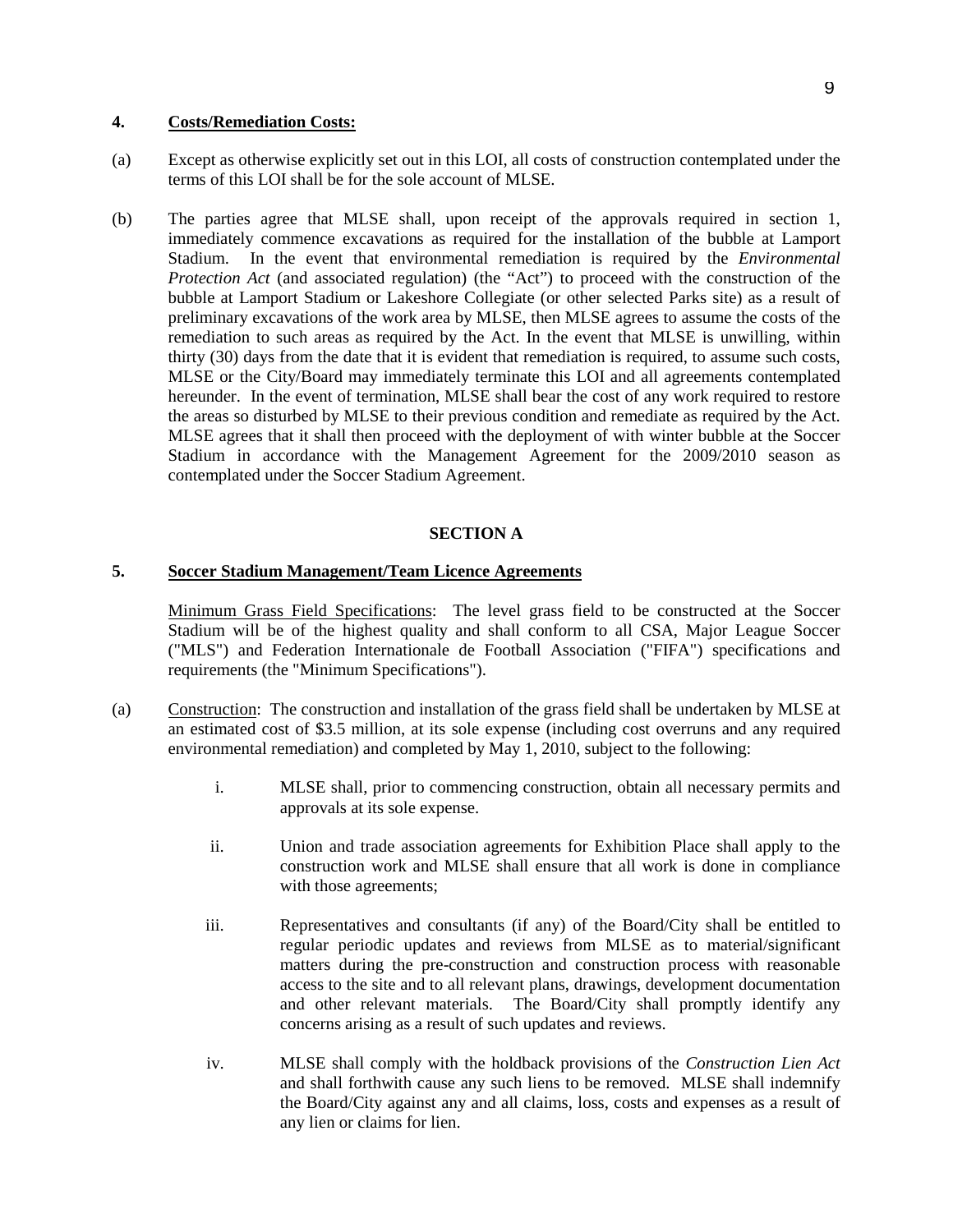**4. Costs/Remediation Costs:**

(a) Except as otherwise explicitly set out in this LOI, all costs of construction contemplated under the terms of this LOI shall be for the sole account of MLSE.

(b) The parties agree that MLSE shall, upon receipt of the approvals required in section 1, immediately commence excavations as required for the installation of the bubble at Lamport Stadium. In the event that environmental remediation is required by the *Environmental Protection Act* (and associated regulation) (the "Act") to proceed with the construction of the bubble at Lamport Stadium or Lakeshore Collegiate (or other selected Parks site) as a result of preliminary excavations of the work area by MLSE, then MLSE agrees to assume the costs of the remediation to such areas as required by the Act. In the event that MLSE is unwilling, within thirty (30) days from the date that it is evident that remediation is required, to assume such costs, MLSE or the City/Board may immediately terminate this LOI and all agreements contemplated hereunder. In the event of termination, MLSE shall bear the cost of any work required to restore the areas so disturbed by MLSE to their previous condition and remediate as required by the Act. MLSE agrees that it shall then proceed with the deployment of with winter bubble at the Soccer Stadium in accordance with the Management Agreement for the 2009/2010 season as contemplated under the Soccer Stadium Agreement.

## SECTION A

**5. Soccer Stadium Management/Team Licence Agreements**

Minimum Grass Field Specifications: The level grass field to be constructed at the Soccer Stadium will be of the highest quality and shall conform to all CSA, Major League Soccer ("MLS") and Federation Internationale de Football Association ("FIFA") specifications and requirements (the "Minimum Specifications").

(a) Construction: The construction and installation of the grass field shall be undertaken by MLSE at an estimated cost of $3.5 million, at its sole expense (including cost overruns and any required environmental remediation) and completed by May 1, 2010, subject to the following:

  i. MLSE shall, prior to commencing construction, obtain all necessary permits and approvals at its sole expense.

  ii. Union and trade association agreements for Exhibition Place shall apply to the construction work and MLSE shall ensure that all work is done in compliance with those agreements;

  iii. Representatives and consultants (if any) of the Board/City shall be entitled to regular periodic updates and reviews from MLSE as to material/significant matters during the pre-construction and construction process with reasonable access to the site and to all relevant plans, drawings, development documentation and other relevant materials. The Board/City shall promptly identify any concerns arising as a result of such updates and reviews.

  iv. MLSE shall comply with the holdback provisions of the *Construction Lien Act* and shall forthwith cause any such liens to be removed. MLSE shall indemnify the Board/City against any and all claims, loss, costs and expenses as a result of any lien or claims for lien.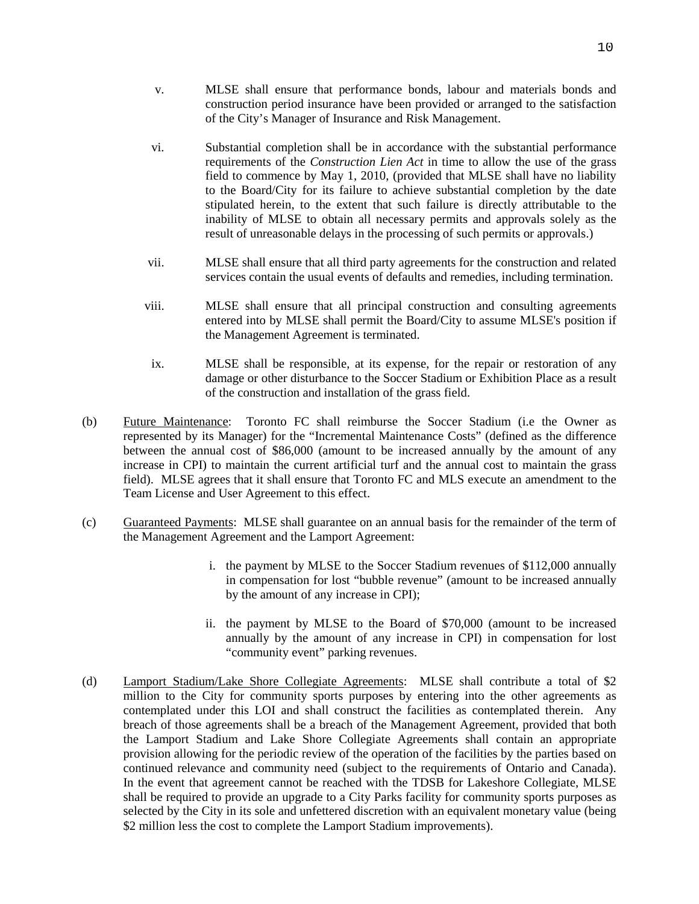v. MLSE shall ensure that performance bonds, labour and materials bonds and construction period insurance have been provided or arranged to the satisfaction of the City's Manager of Insurance and Risk Management.

vi. Substantial completion shall be in accordance with the substantial performance requirements of the *Construction Lien Act* in time to allow the use of the grass field to commence by May 1, 2010, (provided that MLSE shall have no liability to the Board/City for its failure to achieve substantial completion by the date stipulated herein, to the extent that such failure is directly attributable to the inability of MLSE to obtain all necessary permits and approvals solely as the result of unreasonable delays in the processing of such permits or approvals.)

vii. MLSE shall ensure that all third party agreements for the construction and related services contain the usual events of defaults and remedies, including termination.

viii. MLSE shall ensure that all principal construction and consulting agreements entered into by MLSE shall permit the Board/City to assume MLSE's position if the Management Agreement is terminated.

ix. MLSE shall be responsible, at its expense, for the repair or restoration of any damage or other disturbance to the Soccer Stadium or Exhibition Place as a result of the construction and installation of the grass field.

(b) Future Maintenance: Toronto FC shall reimburse the Soccer Stadium (i.e the Owner as represented by its Manager) for the "Incremental Maintenance Costs" (defined as the difference between the annual cost of $86,000 (amount to be increased annually by the amount of any increase in CPI) to maintain the current artificial turf and the annual cost to maintain the grass field). MLSE agrees that it shall ensure that Toronto FC and MLS execute an amendment to the Team License and User Agreement to this effect.

(c) Guaranteed Payments: MLSE shall guarantee on an annual basis for the remainder of the term of the Management Agreement and the Lamport Agreement:

i. the payment by MLSE to the Soccer Stadium revenues of $112,000 annually in compensation for lost "bubble revenue" (amount to be increased annually by the amount of any increase in CPI);

ii. the payment by MLSE to the Board of $70,000 (amount to be increased annually by the amount of any increase in CPI) in compensation for lost "community event" parking revenues.

(d) Lamport Stadium/Lake Shore Collegiate Agreements: MLSE shall contribute a total of $2 million to the City for community sports purposes by entering into the other agreements as contemplated under this LOI and shall construct the facilities as contemplated therein. Any breach of those agreements shall be a breach of the Management Agreement, provided that both the Lamport Stadium and Lake Shore Collegiate Agreements shall contain an appropriate provision allowing for the periodic review of the operation of the facilities by the parties based on continued relevance and community need (subject to the requirements of Ontario and Canada). In the event that agreement cannot be reached with the TDSB for Lakeshore Collegiate, MLSE shall be required to provide an upgrade to a City Parks facility for community sports purposes as selected by the City in its sole and unfettered discretion with an equivalent monetary value (being $2 million less the cost to complete the Lamport Stadium improvements).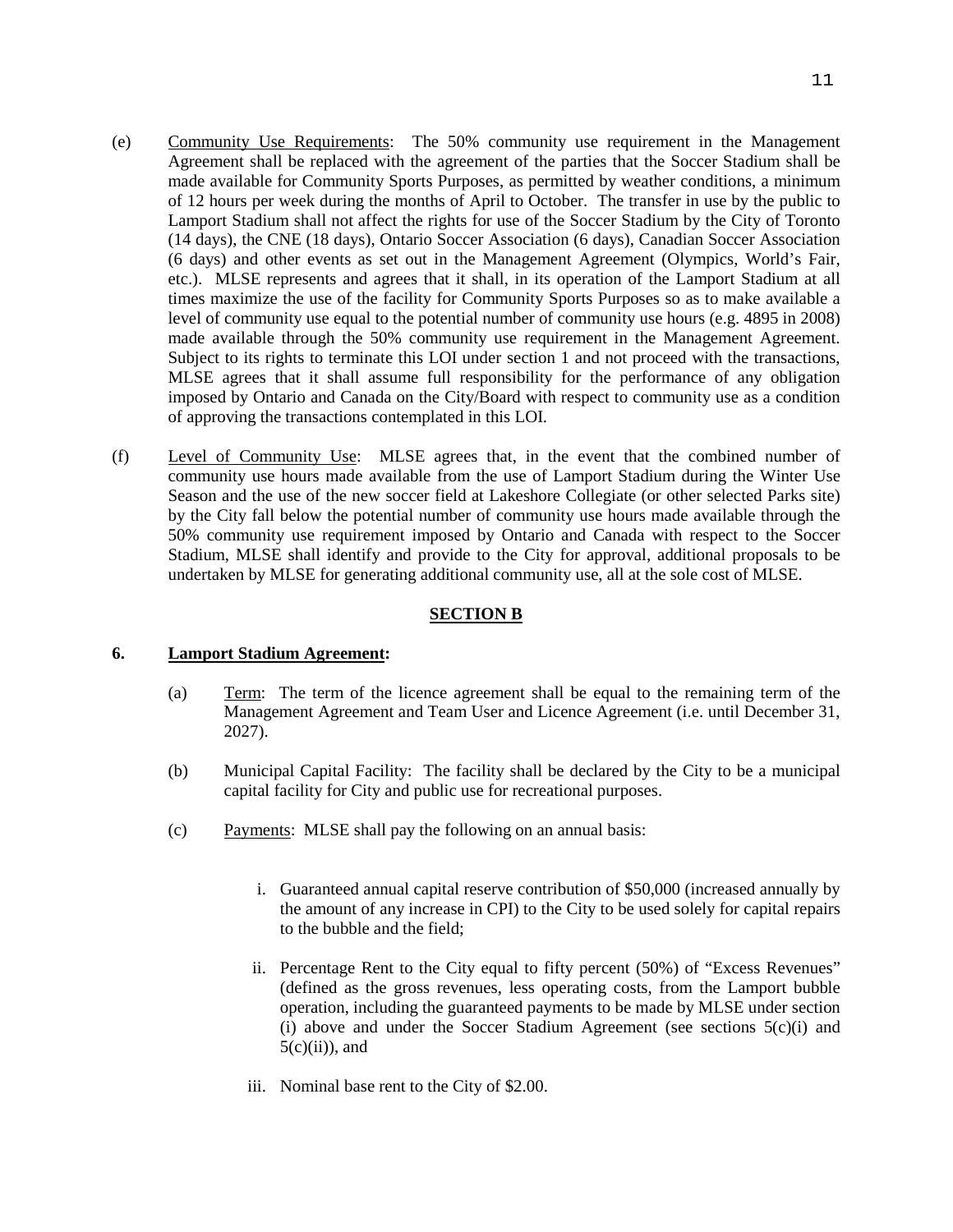(e) Community Use Requirements: The 50% community use requirement in the Management Agreement shall be replaced with the agreement of the parties that the Soccer Stadium shall be made available for Community Sports Purposes, as permitted by weather conditions, a minimum of 12 hours per week during the months of April to October. The transfer in use by the public to Lamport Stadium shall not affect the rights for use of the Soccer Stadium by the City of Toronto (14 days), the CNE (18 days), Ontario Soccer Association (6 days), Canadian Soccer Association (6 days) and other events as set out in the Management Agreement (Olympics, World's Fair, etc.). MLSE represents and agrees that it shall, in its operation of the Lamport Stadium at all times maximize the use of the facility for Community Sports Purposes so as to make available a level of community use equal to the potential number of community use hours (e.g. 4895 in 2008) made available through the 50% community use requirement in the Management Agreement. Subject to its rights to terminate this LOI under section 1 and not proceed with the transactions, MLSE agrees that it shall assume full responsibility for the performance of any obligation imposed by Ontario and Canada on the City/Board with respect to community use as a condition of approving the transactions contemplated in this LOI.

(f) Level of Community Use: MLSE agrees that, in the event that the combined number of community use hours made available from the use of Lamport Stadium during the Winter Use Season and the use of the new soccer field at Lakeshore Collegiate (or other selected Parks site) by the City fall below the potential number of community use hours made available through the 50% community use requirement imposed by Ontario and Canada with respect to the Soccer Stadium, MLSE shall identify and provide to the City for approval, additional proposals to be undertaken by MLSE for generating additional community use, all at the sole cost of MLSE.

**SECTION B**

**6. Lamport Stadium Agreement:**

(a) Term: The term of the licence agreement shall be equal to the remaining term of the Management Agreement and Team User and Licence Agreement (i.e. until December 31, 2027).

(b) Municipal Capital Facility: The facility shall be declared by the City to be a municipal capital facility for City and public use for recreational purposes.

(c) Payments: MLSE shall pay the following on an annual basis:

i. Guaranteed annual capital reserve contribution of $50,000 (increased annually by the amount of any increase in CPI) to the City to be used solely for capital repairs to the bubble and the field;

ii. Percentage Rent to the City equal to fifty percent (50%) of "Excess Revenues" (defined as the gross revenues, less operating costs, from the Lamport bubble operation, including the guaranteed payments to be made by MLSE under section (i) above and under the Soccer Stadium Agreement (see sections 5(c)(i) and 5(c)(ii)), and

iii. Nominal base rent to the City of $2.00.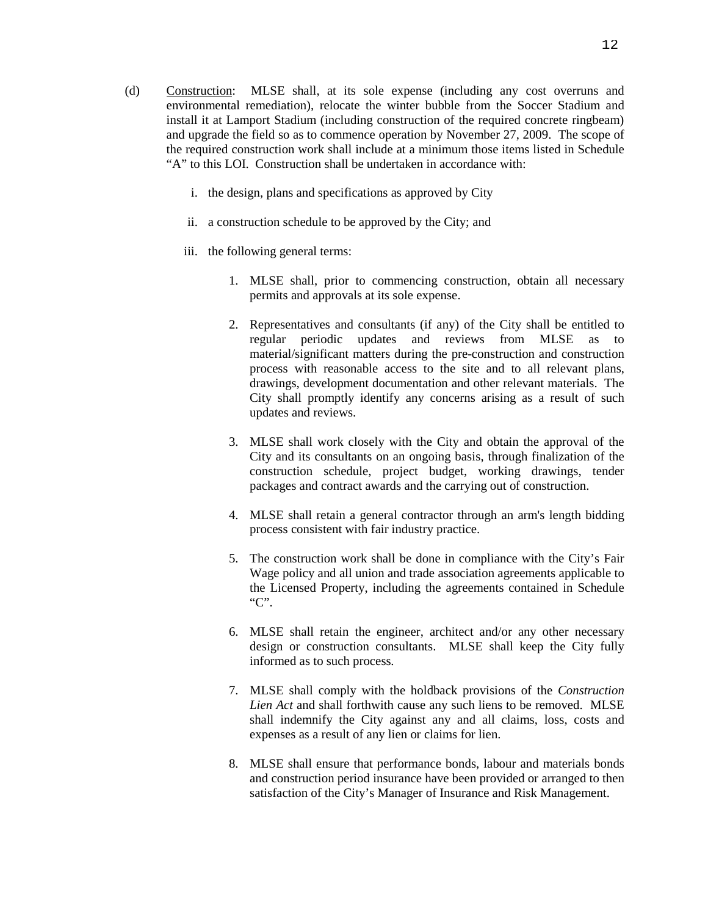(d) <u>Construction</u>: MLSE shall, at its sole expense (including any cost overruns and environmental remediation), relocate the winter bubble from the Soccer Stadium and install it at Lamport Stadium (including construction of the required concrete ringbeam) and upgrade the field so as to commence operation by November 27, 2009. The scope of the required construction work shall include at a minimum those items listed in Schedule "A" to this LOI. Construction shall be undertaken in accordance with:

  i. the design, plans and specifications as approved by City

  ii. a construction schedule to be approved by the City; and

  iii. the following general terms:

    1. MLSE shall, prior to commencing construction, obtain all necessary permits and approvals at its sole expense.

    2. Representatives and consultants (if any) of the City shall be entitled to regular periodic updates and reviews from MLSE as to material/significant matters during the pre-construction and construction process with reasonable access to the site and to all relevant plans, drawings, development documentation and other relevant materials. The City shall promptly identify any concerns arising as a result of such updates and reviews.

    3. MLSE shall work closely with the City and obtain the approval of the City and its consultants on an ongoing basis, through finalization of the construction schedule, project budget, working drawings, tender packages and contract awards and the carrying out of construction.

    4. MLSE shall retain a general contractor through an arm's length bidding process consistent with fair industry practice.

    5. The construction work shall be done in compliance with the City's Fair Wage policy and all union and trade association agreements applicable to the Licensed Property, including the agreements contained in Schedule "C".

    6. MLSE shall retain the engineer, architect and/or any other necessary design or construction consultants. MLSE shall keep the City fully informed as to such process.

    7. MLSE shall comply with the holdback provisions of the *Construction Lien Act* and shall forthwith cause any such liens to be removed. MLSE shall indemnify the City against any and all claims, loss, costs and expenses as a result of any lien or claims for lien.

    8. MLSE shall ensure that performance bonds, labour and materials bonds and construction period insurance have been provided or arranged to then satisfaction of the City's Manager of Insurance and Risk Management.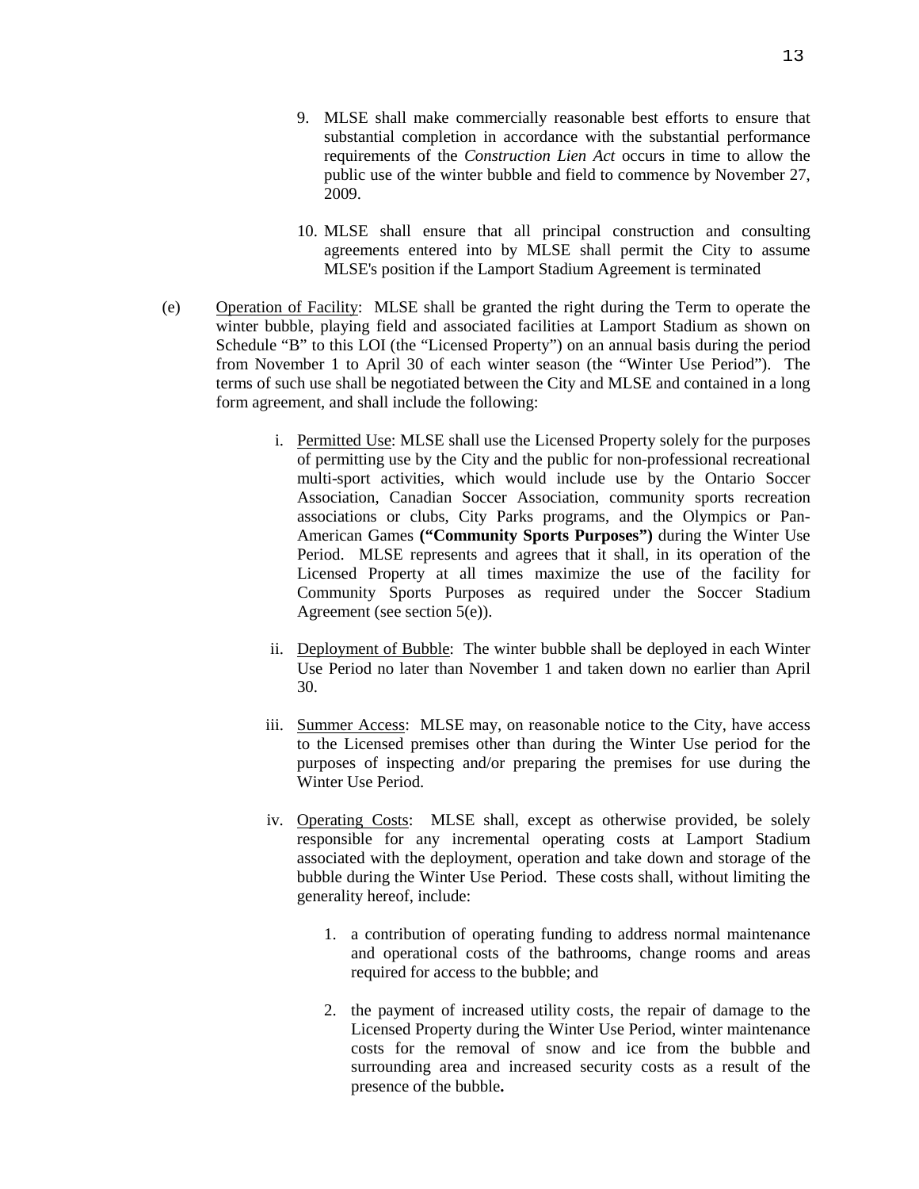9. MLSE shall make commercially reasonable best efforts to ensure that substantial completion in accordance with the substantial performance requirements of the *Construction Lien Act* occurs in time to allow the public use of the winter bubble and field to commence by November 27, 2009.

10. MLSE shall ensure that all principal construction and consulting agreements entered into by MLSE shall permit the City to assume MLSE's position if the Lamport Stadium Agreement is terminated

(e) Operation of Facility: MLSE shall be granted the right during the Term to operate the winter bubble, playing field and associated facilities at Lamport Stadium as shown on Schedule "B" to this LOI (the "Licensed Property") on an annual basis during the period from November 1 to April 30 of each winter season (the "Winter Use Period"). The terms of such use shall be negotiated between the City and MLSE and contained in a long form agreement, and shall include the following:

i. Permitted Use: MLSE shall use the Licensed Property solely for the purposes of permitting use by the City and the public for non-professional recreational multi-sport activities, which would include use by the Ontario Soccer Association, Canadian Soccer Association, community sports recreation associations or clubs, City Parks programs, and the Olympics or Pan-American Games **("Community Sports Purposes")** during the Winter Use Period. MLSE represents and agrees that it shall, in its operation of the Licensed Property at all times maximize the use of the facility for Community Sports Purposes as required under the Soccer Stadium Agreement (see section 5(e)).

ii. Deployment of Bubble: The winter bubble shall be deployed in each Winter Use Period no later than November 1 and taken down no earlier than April 30.

iii. Summer Access: MLSE may, on reasonable notice to the City, have access to the Licensed premises other than during the Winter Use period for the purposes of inspecting and/or preparing the premises for use during the Winter Use Period.

iv. Operating Costs: MLSE shall, except as otherwise provided, be solely responsible for any incremental operating costs at Lamport Stadium associated with the deployment, operation and take down and storage of the bubble during the Winter Use Period. These costs shall, without limiting the generality hereof, include:

1. a contribution of operating funding to address normal maintenance and operational costs of the bathrooms, change rooms and areas required for access to the bubble; and

2. the payment of increased utility costs, the repair of damage to the Licensed Property during the Winter Use Period, winter maintenance costs for the removal of snow and ice from the bubble and surrounding area and increased security costs as a result of the presence of the bubble.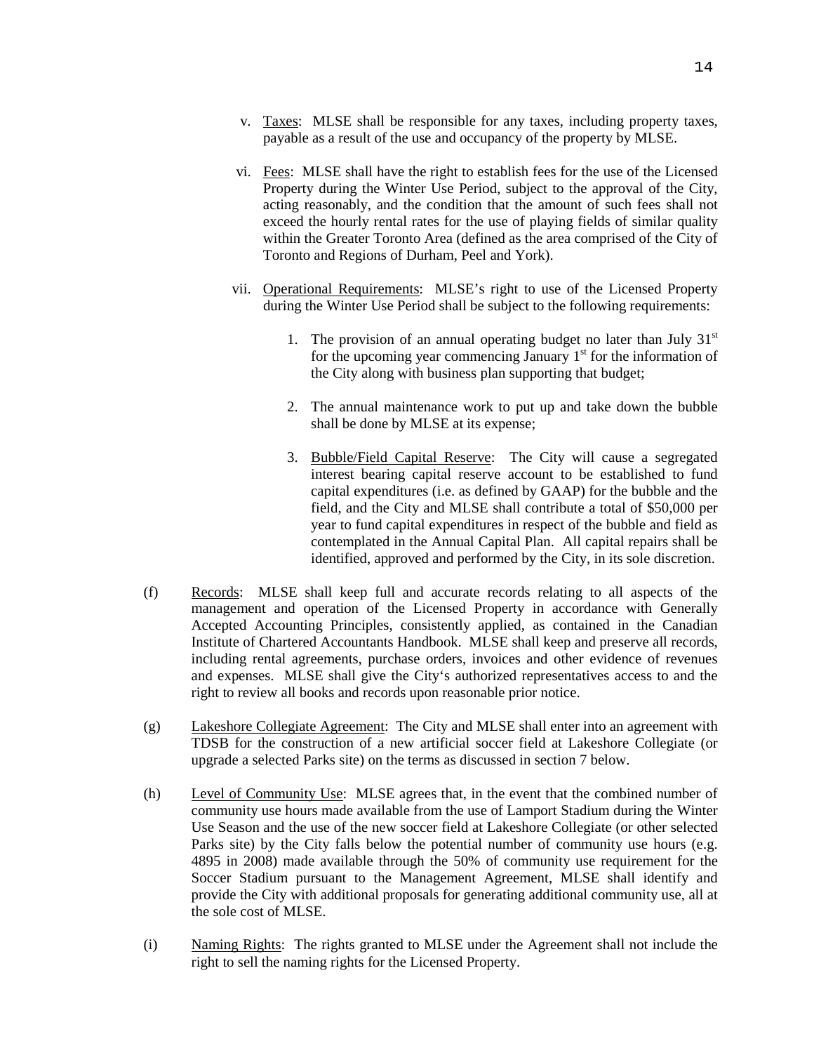v. Taxes: MLSE shall be responsible for any taxes, including property taxes, payable as a result of the use and occupancy of the property by MLSE.

vi. Fees: MLSE shall have the right to establish fees for the use of the Licensed Property during the Winter Use Period, subject to the approval of the City, acting reasonably, and the condition that the amount of such fees shall not exceed the hourly rental rates for the use of playing fields of similar quality within the Greater Toronto Area (defined as the area comprised of the City of Toronto and Regions of Durham, Peel and York).

vii. Operational Requirements: MLSE's right to use of the Licensed Property during the Winter Use Period shall be subject to the following requirements:

1. The provision of an annual operating budget no later than July 31st for the upcoming year commencing January 1st for the information of the City along with business plan supporting that budget;

2. The annual maintenance work to put up and take down the bubble shall be done by MLSE at its expense;

3. Bubble/Field Capital Reserve: The City will cause a segregated interest bearing capital reserve account to be established to fund capital expenditures (i.e. as defined by GAAP) for the bubble and the field, and the City and MLSE shall contribute a total of $50,000 per year to fund capital expenditures in respect of the bubble and field as contemplated in the Annual Capital Plan. All capital repairs shall be identified, approved and performed by the City, in its sole discretion.

(f) Records: MLSE shall keep full and accurate records relating to all aspects of the management and operation of the Licensed Property in accordance with Generally Accepted Accounting Principles, consistently applied, as contained in the Canadian Institute of Chartered Accountants Handbook. MLSE shall keep and preserve all records, including rental agreements, purchase orders, invoices and other evidence of revenues and expenses. MLSE shall give the City's authorized representatives access to and the right to review all books and records upon reasonable prior notice.

(g) Lakeshore Collegiate Agreement: The City and MLSE shall enter into an agreement with TDSB for the construction of a new artificial soccer field at Lakeshore Collegiate (or upgrade a selected Parks site) on the terms as discussed in section 7 below.

(h) Level of Community Use: MLSE agrees that, in the event that the combined number of community use hours made available from the use of Lamport Stadium during the Winter Use Season and the use of the new soccer field at Lakeshore Collegiate (or other selected Parks site) by the City falls below the potential number of community use hours (e.g. 4895 in 2008) made available through the 50% of community use requirement for the Soccer Stadium pursuant to the Management Agreement, MLSE shall identify and provide the City with additional proposals for generating additional community use, all at the sole cost of MLSE.

(i) Naming Rights: The rights granted to MLSE under the Agreement shall not include the right to sell the naming rights for the Licensed Property.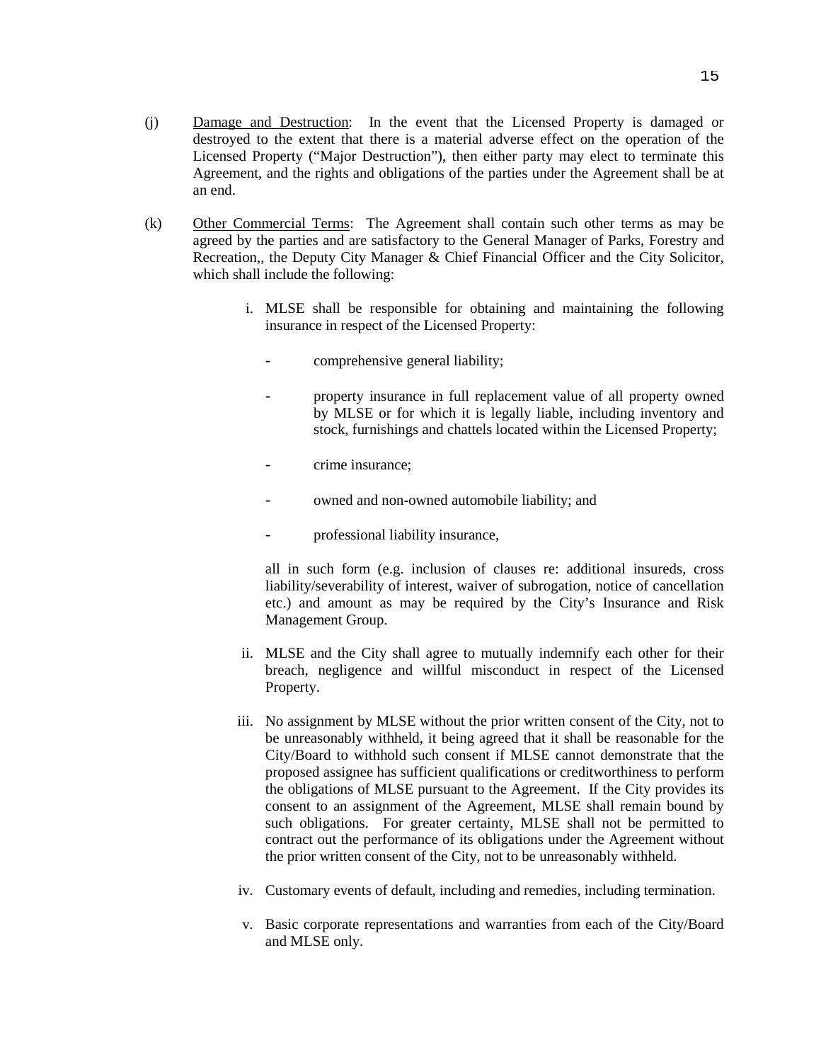(j) Damage and Destruction: In the event that the Licensed Property is damaged or destroyed to the extent that there is a material adverse effect on the operation of the Licensed Property ("Major Destruction"), then either party may elect to terminate this Agreement, and the rights and obligations of the parties under the Agreement shall be at an end.

(k) Other Commercial Terms: The Agreement shall contain such other terms as may be agreed by the parties and are satisfactory to the General Manager of Parks, Forestry and Recreation,, the Deputy City Manager & Chief Financial Officer and the City Solicitor, which shall include the following:

i. MLSE shall be responsible for obtaining and maintaining the following insurance in respect of the Licensed Property:

- comprehensive general liability;
- property insurance in full replacement value of all property owned by MLSE or for which it is legally liable, including inventory and stock, furnishings and chattels located within the Licensed Property;
- crime insurance;
- owned and non-owned automobile liability; and
- professional liability insurance,

all in such form (e.g. inclusion of clauses re: additional insureds, cross liability/severability of interest, waiver of subrogation, notice of cancellation etc.) and amount as may be required by the City's Insurance and Risk Management Group.

ii. MLSE and the City shall agree to mutually indemnify each other for their breach, negligence and willful misconduct in respect of the Licensed Property.

iii. No assignment by MLSE without the prior written consent of the City, not to be unreasonably withheld, it being agreed that it shall be reasonable for the City/Board to withhold such consent if MLSE cannot demonstrate that the proposed assignee has sufficient qualifications or creditworthiness to perform the obligations of MLSE pursuant to the Agreement. If the City provides its consent to an assignment of the Agreement, MLSE shall remain bound by such obligations. For greater certainty, MLSE shall not be permitted to contract out the performance of its obligations under the Agreement without the prior written consent of the City, not to be unreasonably withheld.

iv. Customary events of default, including and remedies, including termination.

v. Basic corporate representations and warranties from each of the City/Board and MLSE only.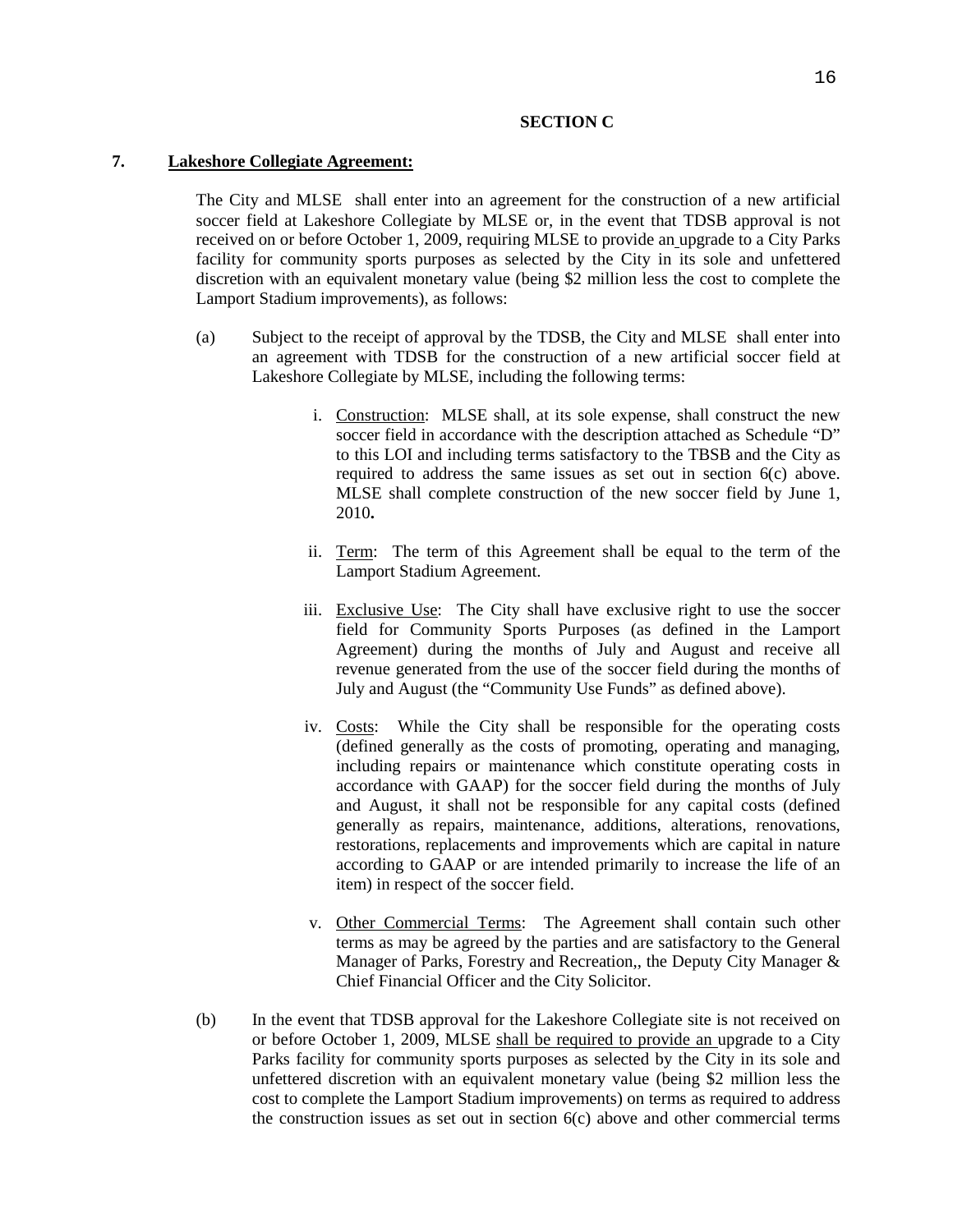**SECTION C**

**7. Lakeshore Collegiate Agreement:**

The City and MLSE shall enter into an agreement for the construction of a new artificial soccer field at Lakeshore Collegiate by MLSE or, in the event that TDSB approval is not received on or before October 1, 2009, requiring MLSE to provide an upgrade to a City Parks facility for community sports purposes as selected by the City in its sole and unfettered discretion with an equivalent monetary value (being $2 million less the cost to complete the Lamport Stadium improvements), as follows:

(a) Subject to the receipt of approval by the TDSB, the City and MLSE shall enter into an agreement with TDSB for the construction of a new artificial soccer field at Lakeshore Collegiate by MLSE, including the following terms:

i. Construction: MLSE shall, at its sole expense, shall construct the new soccer field in accordance with the description attached as Schedule "D" to this LOI and including terms satisfactory to the TBSB and the City as required to address the same issues as set out in section 6(c) above. MLSE shall complete construction of the new soccer field by June 1, 2010.

ii. Term: The term of this Agreement shall be equal to the term of the Lamport Stadium Agreement.

iii. Exclusive Use: The City shall have exclusive right to use the soccer field for Community Sports Purposes (as defined in the Lamport Agreement) during the months of July and August and receive all revenue generated from the use of the soccer field during the months of July and August (the "Community Use Funds" as defined above).

iv. Costs: While the City shall be responsible for the operating costs (defined generally as the costs of promoting, operating and managing, including repairs or maintenance which constitute operating costs in accordance with GAAP) for the soccer field during the months of July and August, it shall not be responsible for any capital costs (defined generally as repairs, maintenance, additions, alterations, renovations, restorations, replacements and improvements which are capital in nature according to GAAP or are intended primarily to increase the life of an item) in respect of the soccer field.

v. Other Commercial Terms: The Agreement shall contain such other terms as may be agreed by the parties and are satisfactory to the General Manager of Parks, Forestry and Recreation,, the Deputy City Manager & Chief Financial Officer and the City Solicitor.

(b) In the event that TDSB approval for the Lakeshore Collegiate site is not received on or before October 1, 2009, MLSE shall be required to provide an upgrade to a City Parks facility for community sports purposes as selected by the City in its sole and unfettered discretion with an equivalent monetary value (being $2 million less the cost to complete the Lamport Stadium improvements) on terms as required to address the construction issues as set out in section 6(c) above and other commercial terms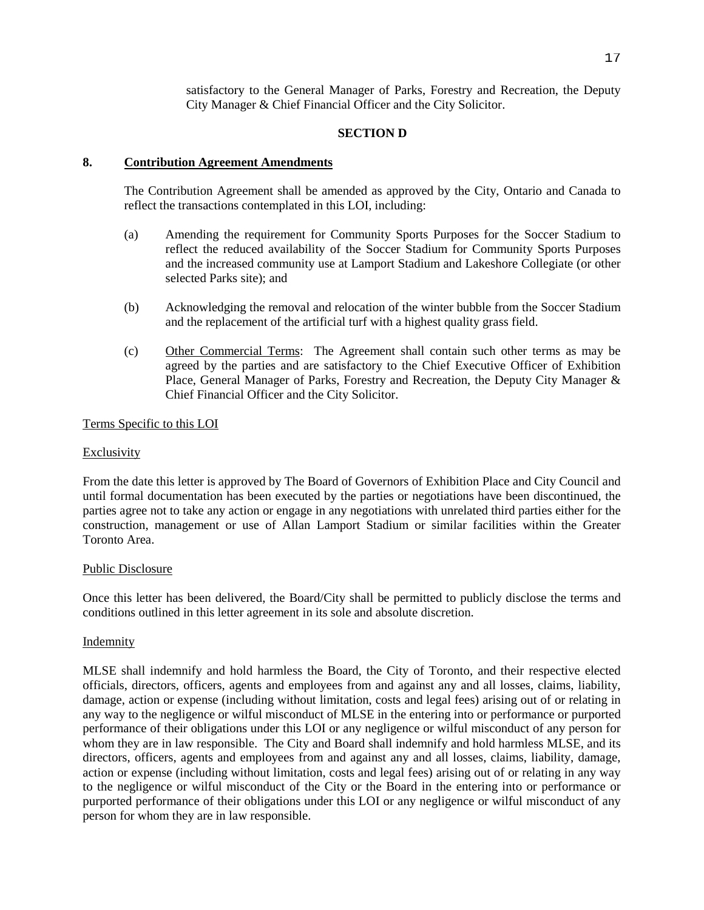satisfactory to the General Manager of Parks, Forestry and Recreation, the Deputy City Manager & Chief Financial Officer and the City Solicitor.

**SECTION D**

**8. Contribution Agreement Amendments**

The Contribution Agreement shall be amended as approved by the City, Ontario and Canada to reflect the transactions contemplated in this LOI, including:

(a) Amending the requirement for Community Sports Purposes for the Soccer Stadium to reflect the reduced availability of the Soccer Stadium for Community Sports Purposes and the increased community use at Lamport Stadium and Lakeshore Collegiate (or other selected Parks site); and

(b) Acknowledging the removal and relocation of the winter bubble from the Soccer Stadium and the replacement of the artificial turf with a highest quality grass field.

(c) Other Commercial Terms: The Agreement shall contain such other terms as may be agreed by the parties and are satisfactory to the Chief Executive Officer of Exhibition Place, General Manager of Parks, Forestry and Recreation, the Deputy City Manager & Chief Financial Officer and the City Solicitor.

Terms Specific to this LOI

Exclusivity

From the date this letter is approved by The Board of Governors of Exhibition Place and City Council and until formal documentation has been executed by the parties or negotiations have been discontinued, the parties agree not to take any action or engage in any negotiations with unrelated third parties either for the construction, management or use of Allan Lamport Stadium or similar facilities within the Greater Toronto Area.

Public Disclosure

Once this letter has been delivered, the Board/City shall be permitted to publicly disclose the terms and conditions outlined in this letter agreement in its sole and absolute discretion.

Indemnity

MLSE shall indemnify and hold harmless the Board, the City of Toronto, and their respective elected officials, directors, officers, agents and employees from and against any and all losses, claims, liability, damage, action or expense (including without limitation, costs and legal fees) arising out of or relating in any way to the negligence or wilful misconduct of MLSE in the entering into or performance or purported performance of their obligations under this LOI or any negligence or wilful misconduct of any person for whom they are in law responsible. The City and Board shall indemnify and hold harmless MLSE, and its directors, officers, agents and employees from and against any and all losses, claims, liability, damage, action or expense (including without limitation, costs and legal fees) arising out of or relating in any way to the negligence or wilful misconduct of the City or the Board in the entering into or performance or purported performance of their obligations under this LOI or any negligence or wilful misconduct of any person for whom they are in law responsible.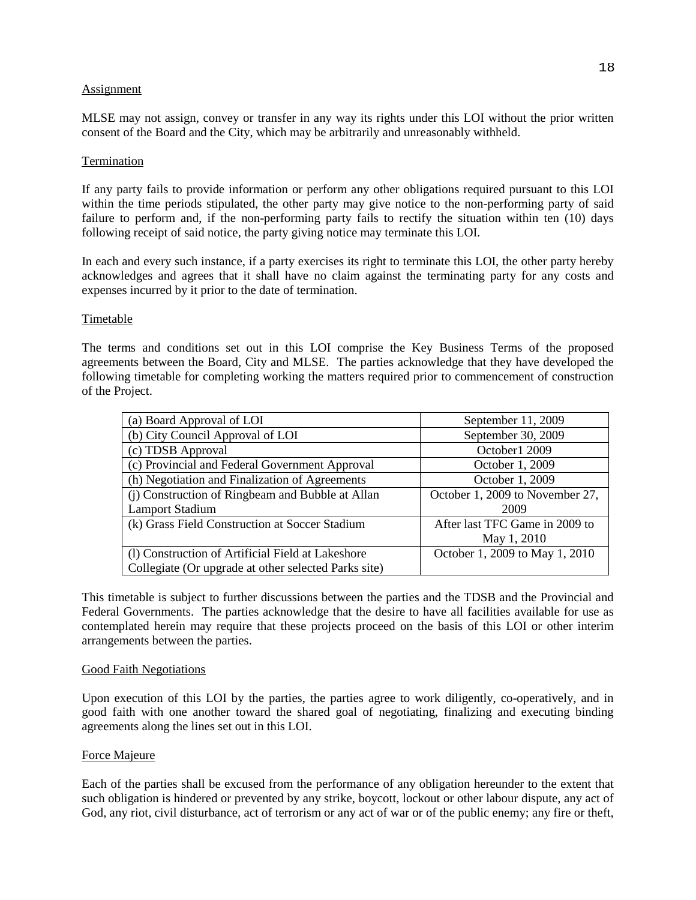Assignment

MLSE may not assign, convey or transfer in any way its rights under this LOI without the prior written consent of the Board and the City, which may be arbitrarily and unreasonably withheld.

Termination

If any party fails to provide information or perform any other obligations required pursuant to this LOI within the time periods stipulated, the other party may give notice to the non-performing party of said failure to perform and, if the non-performing party fails to rectify the situation within ten (10) days following receipt of said notice, the party giving notice may terminate this LOI.

In each and every such instance, if a party exercises its right to terminate this LOI, the other party hereby acknowledges and agrees that it shall have no claim against the terminating party for any costs and expenses incurred by it prior to the date of termination.

Timetable

The terms and conditions set out in this LOI comprise the Key Business Terms of the proposed agreements between the Board, City and MLSE. The parties acknowledge that they have developed the following timetable for completing working the matters required prior to commencement of construction of the Project.

| | |
|---|---|
| (a) Board Approval of LOI | September 11, 2009 |
| (b) City Council Approval of LOI | September 30, 2009 |
| (c) TDSB Approval | October1 2009 |
| (c) Provincial and Federal Government Approval | October 1, 2009 |
| (h) Negotiation and Finalization of Agreements | October 1, 2009 |
| (j) Construction of Ringbeam and Bubble at Allan Lamport Stadium | October 1, 2009 to November 27, 2009 |
| (k) Grass Field Construction at Soccer Stadium | After last TFC Game in 2009 to May 1, 2010 |
| (l) Construction of Artificial Field at Lakeshore Collegiate (Or upgrade at other selected Parks site) | October 1, 2009 to May 1, 2010 |

This timetable is subject to further discussions between the parties and the TDSB and the Provincial and Federal Governments. The parties acknowledge that the desire to have all facilities available for use as contemplated herein may require that these projects proceed on the basis of this LOI or other interim arrangements between the parties.

Good Faith Negotiations

Upon execution of this LOI by the parties, the parties agree to work diligently, co-operatively, and in good faith with one another toward the shared goal of negotiating, finalizing and executing binding agreements along the lines set out in this LOI.

Force Majeure

Each of the parties shall be excused from the performance of any obligation hereunder to the extent that such obligation is hindered or prevented by any strike, boycott, lockout or other labour dispute, any act of God, any riot, civil disturbance, act of terrorism or any act of war or of the public enemy; any fire or theft,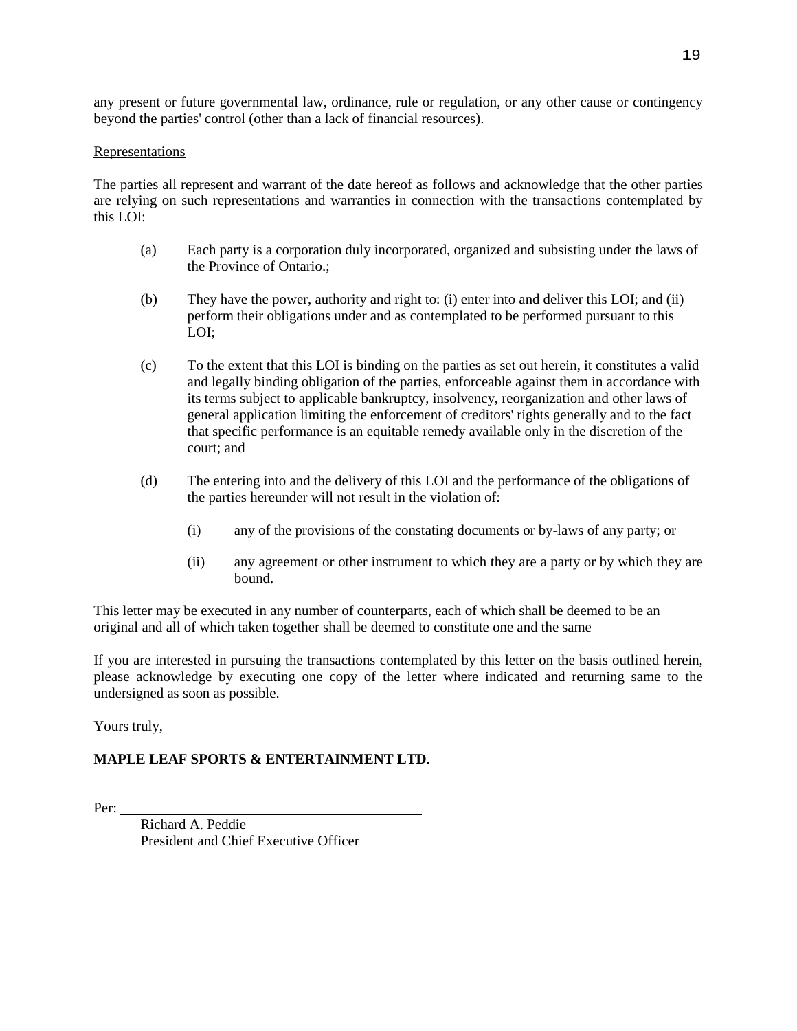any present or future governmental law, ordinance, rule or regulation, or any other cause or contingency beyond the parties' control (other than a lack of financial resources).

<u>Representations</u>

The parties all represent and warrant of the date hereof as follows and acknowledge that the other parties are relying on such representations and warranties in connection with the transactions contemplated by this LOI:

(a) Each party is a corporation duly incorporated, organized and subsisting under the laws of the Province of Ontario.;

(b) They have the power, authority and right to: (i) enter into and deliver this LOI; and (ii) perform their obligations under and as contemplated to be performed pursuant to this LOI;

(c) To the extent that this LOI is binding on the parties as set out herein, it constitutes a valid and legally binding obligation of the parties, enforceable against them in accordance with its terms subject to applicable bankruptcy, insolvency, reorganization and other laws of general application limiting the enforcement of creditors' rights generally and to the fact that specific performance is an equitable remedy available only in the discretion of the court; and

(d) The entering into and the delivery of this LOI and the performance of the obligations of the parties hereunder will not result in the violation of:

   (i) any of the provisions of the constating documents or by-laws of any party; or

   (ii) any agreement or other instrument to which they are a party or by which they are bound.

This letter may be executed in any number of counterparts, each of which shall be deemed to be an original and all of which taken together shall be deemed to constitute one and the same

If you are interested in pursuing the transactions contemplated by this letter on the basis outlined herein, please acknowledge by executing one copy of the letter where indicated and returning same to the undersigned as soon as possible.

Yours truly,

**MAPLE LEAF SPORTS & ENTERTAINMENT LTD.**

Per: ___________________________________

Richard A. Peddie
President and Chief Executive Officer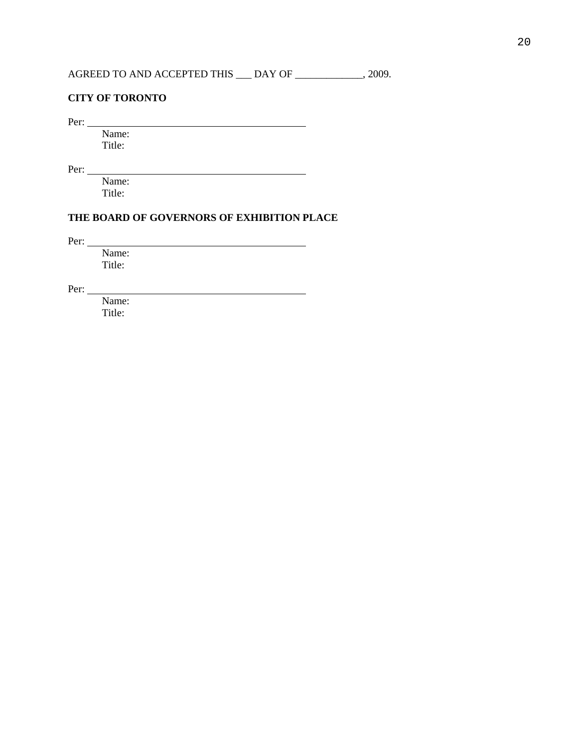AGREED TO AND ACCEPTED THIS ___ DAY OF _____________, 2009.

**CITY OF TORONTO**

Per: ____________________________________________
Name:
Title:

Per: ____________________________________________
Name:
Title:

**THE BOARD OF GOVERNORS OF EXHIBITION PLACE**

Per: ____________________________________________
Name:
Title:

Per: ____________________________________________
Name:
Title: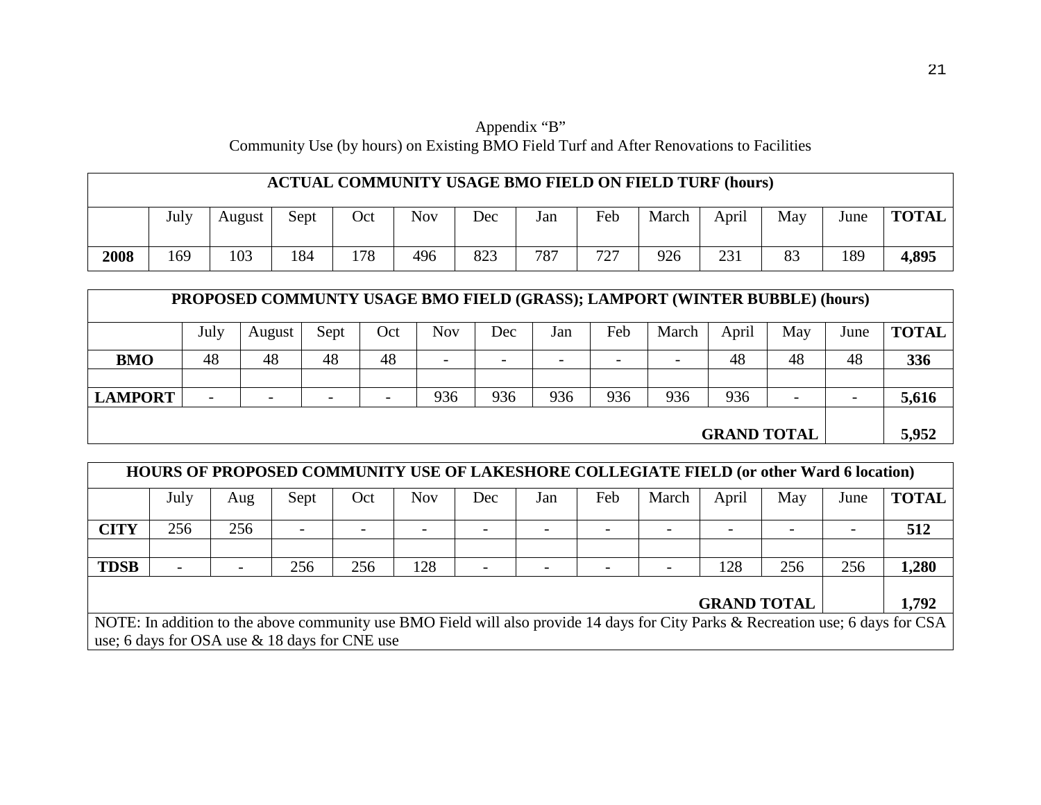Appendix "B"

Community Use (by hours) on Existing BMO Field Turf and After Renovations to Facilities

| ACTUAL COMMUNITY USAGE BMO FIELD ON FIELD TURF (hours) | | | | | | | | | | | | | |
|---|---|---|---|---|---|---|---|---|---|---|---|---|---|
| | July | August | Sept | Oct | Nov | Dec | Jan | Feb | March | April | May | June | **TOTAL** |
| **2008** | 169 | 103 | 184 | 178 | 496 | 823 | 787 | 727 | 926 | 231 | 83 | 189 | **4,895** |

| PROPOSED COMMUNTY USAGE BMO FIELD (GRASS); LAMPORT (WINTER BUBBLE) (hours) | | | | | | | | | | | | | |
|---|---|---|---|---|---|---|---|---|---|---|---|---|---|
| | July | August | Sept | Oct | Nov | Dec | Jan | Feb | March | April | May | June | **TOTAL** |
| **BMO** | 48 | 48 | 48 | 48 | - | - | - | - | - | 48 | 48 | 48 | **336** |
| | | | | | | | | | | | | | |
| **LAMPORT** | - | - | - | - | 936 | 936 | 936 | 936 | 936 | 936 | - | - | **5,616** |
| | | | | | | | | | | **GRAND TOTAL** | | | **5,952** |

| HOURS OF PROPOSED COMMUNITY USE OF LAKESHORE COLLEGIATE FIELD (or other Ward 6 location) | | | | | | | | | | | | | |
|---|---|---|---|---|---|---|---|---|---|---|---|---|---|
| | July | Aug | Sept | Oct | Nov | Dec | Jan | Feb | March | April | May | June | **TOTAL** |
| **CITY** | 256 | 256 | - | - | - | - | - | - | - | - | - | - | **512** |
| | | | | | | | | | | | | | |
| **TDSB** | - | - | 256 | 256 | 128 | - | - | - | - | 128 | 256 | 256 | **1,280** |
| | | | | | | | | | | **GRAND TOTAL** | | | **1,792** |
| NOTE: In addition to the above community use BMO Field will also provide 14 days for City Parks & Recreation use; 6 days for CSA use; 6 days for OSA use & 18 days for CNE use | | | | | | | | | | | | | |